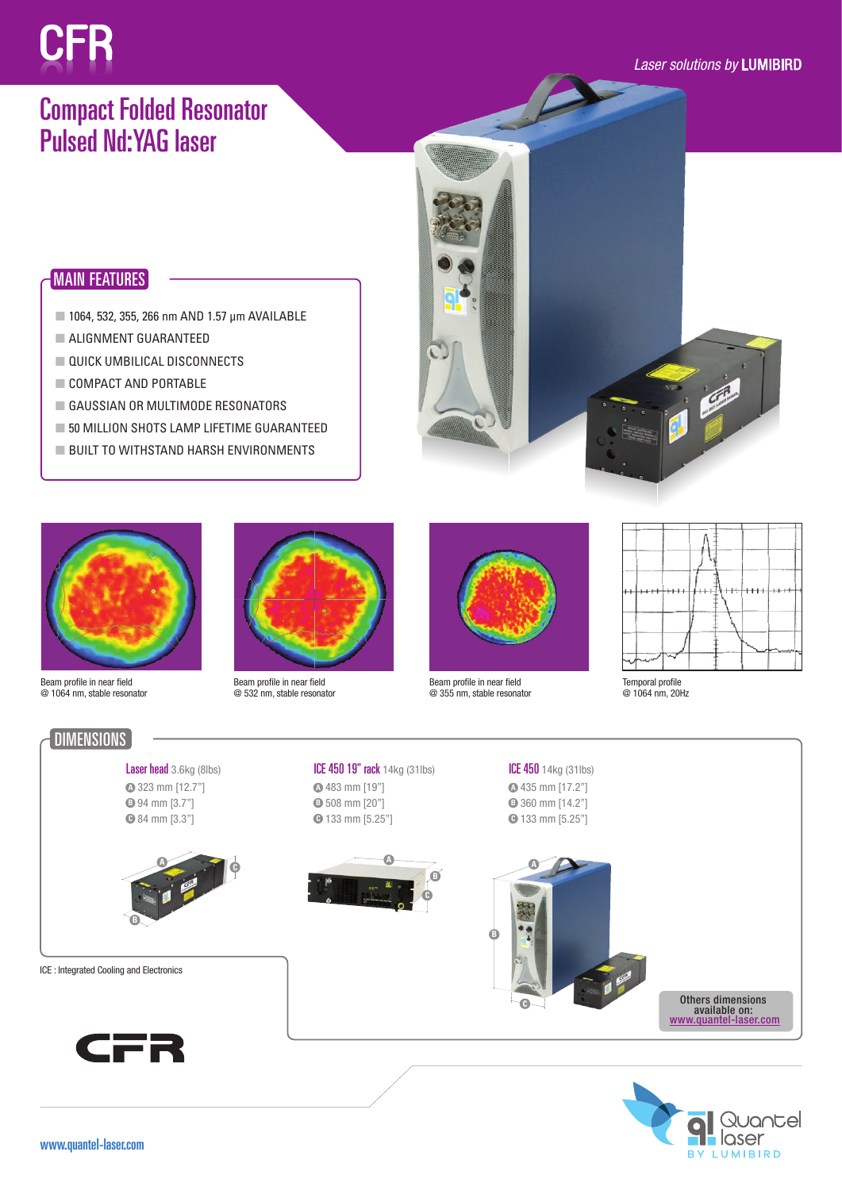# CFR

Laser solutions by **LUMIBIRD**

## Compact Folded Resonator Pulsed Nd:YAG laser

## MAIN FEATURES

- 1064, 532, 355, 266 nm AND 1.57 µm AVAILABLE
- ALIGNMENT GUARANTEED
- QUICK UMBILICAL DISCONNECTS
- COMPACT AND PORTABLE
- GAUSSIAN OR MULTIMODE RESONATORS
- 50 MILLION SHOTS LAMP LIFETIME GUARANTEED
- BUILT TO WITHSTAND HARSH ENVIRONMENTS

Beam profile in near field @ 1064 nm, stable resonator

Beam profile in near field @ 532 nm, stable resonator

Beam profile in near field @ 355 nm, stable resonator

Temporal profile @ 1064 nm, 20Hz

## DIMENSIONS

**Laser head** 3.6kg (8lbs)
- A 323 mm [12.7"]
- B 94 mm [3.7"]
- C 84 mm [3.3"]

**ICE 450 19" rack** 14kg (31lbs)
- A 483 mm [19"]
- B 508 mm [20"]
- C 133 mm [5.25"]

**ICE 450** 14kg (31lbs)
- A 435 mm [17.2"]
- B 360 mm [14.2"]
- C 133 mm [5.25"]

ICE : Integrated Cooling and Electronics

Others dimensions available on: www.quantel-laser.com

CFR

www.quantel-laser.com

Quantel laser BY LUMIBIRD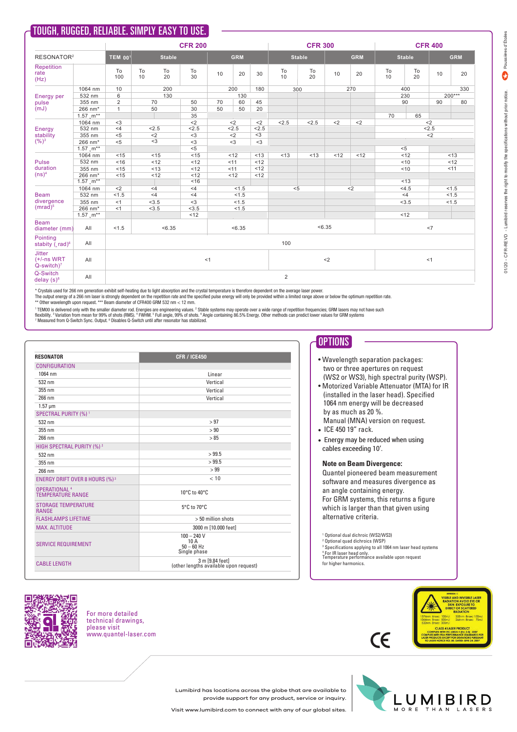## TOUGH, RUGGED, RELIABLE. SIMPLY EASY TO USE.

| | | CFR 200 | | | | | | | CFR 300 | | | | CFR 400 | | | |
|---|---|---|---|---|---|---|---|---|---|---|---|---|---|---|---|---|
| RESONATOR[2] | | TEM 00[1] | Stable | | | GRM | | | Stable | | GRM | | Stable | | GRM | |
| Repetition rate (Hz) | | To 100 | To 10 | To 20 | To 30 | 10 | 20 | 30 | To 10 | To 20 | 10 | 20 | To 10 | To 20 | 10 | 20 |
| Energy per pulse (mJ) | 1064 nm | 10 | 200 | | | 200 | | 180 | 300 | | 270 | | 400 | | | 330 |
| | 532 nm | 6 | 130 | | | 130 | | | | | | | 230 | | 200*** | |
| | 355 nm | 2 | 70 | | 50 | 70 | 60 | 45 | | | | | 90 | | 90 | 80 |
| | 266 nm* | 1 | 50 | | 30 | 50 | 50 | 20 | | | | | | | | |
| | 1.57 µm** | | | | 35 | | | | | | | | 70 | 65 | | |
| Energy stability (%)[3] | 1064 nm | <3 | | | <2 | <2 | | <2 | <2.5 | <2.5 | <2 | <2 | <2 | | | |
| | 532 nm | <4 | <2.5 | | <2.5 | <2.5 | | <2.5 | | | | | <2.5 | | | |
| | 355 nm | <5 | <2 | | <3 | <2 | | <3 | | | | | <2 | | | |
| | 266 nm* | <5 | <3 | | <3 | <3 | | <3 | | | | | | | | |
| | 1.57 µm** | | | | <5 | | | | | | | | <5 | | | |
| Pulse duration (ns)[4] | 1064 nm | <15 | <15 | | <15 | <12 | | <13 | <13 | <13 | <12 | <12 | <12 | | <13 | |
| | 532 nm | <16 | <12 | | <12 | <11 | | <12 | | | | | <10 | | <12 | |
| | 355 nm | <15 | <13 | | <12 | <11 | | <12 | | | | | <10 | | <11 | |
| | 266 nm* | <15 | <12 | | <12 | <12 | | <12 | | | | | | | | |
| | 1.57 µm** | | | | <16 | | | | | | | | <13 | | | |
| Beam divergence (mrad)[5] | 1064 nm | <2 | <4 | | <4 | <1.5 | | | <5 | | <2 | | <4.5 | | <1.5 | |
| | 532 nm | <1.5 | <4 | | <4 | <1.5 | | | | | | | <4 | | <1.5 | |
| | 355 nm | <1 | <3.5 | | <3 | <1.5 | | | | | | | <3.5 | | <1.5 | |
| | 266 nm* | <1 | <3.5 | | <3.5 | <1.5 | | | | | | | | | | |
| | 1.57 µm** | | | | <12 | | | | | | | | <12 | | | |
| Beam diameter (mm) | All | <1.5 | <6.35 | | | <6.35 | | | <6.35 | | | | <7 | | | |
| Pointing stabity (µrad)[6] | All | 100 | | | | | | | | | | | | | | |
| Jitter (+/-ns WRT Q-switch)[7] | All | <1 | | | | | | | <2 | | | | <1 | | | |
| Q-Switch delay (s)[8] | All | 2 | | | | | | | | | | | | | | |

\* Crystals used for 266 nm generation exhibit self-heating due to light absorption and the crystal temperature is therefore dependent on the average laser power.
The output energy of a 266 nm laser is strongly dependent on the repetition rate and the specified pulse energy will only be provided within a limited range above or below the optimum repetition rate.
\*\* Other wavelength upon request. \*\*\* Beam diameter of CFR400 GRM 532 nm < 12 mm.

[1] TEM00 is delivered only with the smaller diameter rod. Energies are engineering values. [2] Stable systems may operate over a wide range of repetition frequencies; GRM lasers may not have such flexibility. [3] Variation from mean for 99% of shots (RMS). [4] FWHM. [5] Full angle, 99% of shots. [6] Angle containing 86.5% Energy. Other methods can predict lower values for GRM systems
[7] Measured from Q-Switch Sync. Output. [8] Disables Q-Switch until after resonator has stabilized.

| RESONATOR | CFR / ICE450 |
|---|---|
| CONFIGURATION | |
| 1064 nm | Linear |
| 532 nm | Vertical |
| 355 nm | Vertical |
| 266 nm | Vertical |
| 1.57 µm | |
| SPECTRAL PURITY (%) [1] | |
| 532 nm | > 97 |
| 355 nm | > 90 |
| 266 nm | > 85 |
| HIGH SPECTRAL PURITY (%) [2] | |
| 532 nm | > 99.5 |
| 355 nm | > 99.5 |
| 266 nm | > 99 |
| ENERGY DRIFT OVER 8 HOURS (%) [3] | < 10 |
| OPERATIONAL [4] TEMPERATURE RANGE | 10°C to 40°C |
| STORAGE TEMPERATURE RANGE | 5°C to 70°C |
| FLASHLAMPS LIFETIME | > 50 million shots |
| MAX. ALTITUDE | 3000 m [10.000 feet] |
| SERVICE REQUIREMENT | 100 – 240 V<br>10 A<br>50 – 60 Hz<br>Single phase |
| CABLE LENGTH | 3 m [9.84 feet]<br>(other lengths available upon request) |

## OPTIONS

- Wavelength separation packages: two or three apertures on request (WS2 or WS3), high spectral purity (WSP).
- Motorized Variable Attenuator (MTA) for IR (installed in the laser head). Specified 1064 nm energy will be decreased by as much as 20 %. Manual (MNA) version on request.
- ICE 450 19" rack.
- Energy may be reduced when using cables exceeding 10'.

**Note on Beam Divergence:**
Quantel pioneered beam measurement software and measures divergence as an angle containing energy.
For GRM systems, this returns a figure which is larger than that given using alternative criteria.

[1] Optional dual dichroic (WS2/WS3)
[2] Optional quad dichroics (WSP)
[3] Specifications applying to all 1064 nm laser head systems
[4] For IR laser head only.
Temperature performance available upon request for higher harmonics.

For more detailed technical drawings, please visit www.quantel-laser.com

Lumibird has locations across the globe that are available to provide support for any product, service or inquiry.

Visit www.lumibird.com to connect with any of our global sites.

LUMIBIRD
MORE THAN LASERS